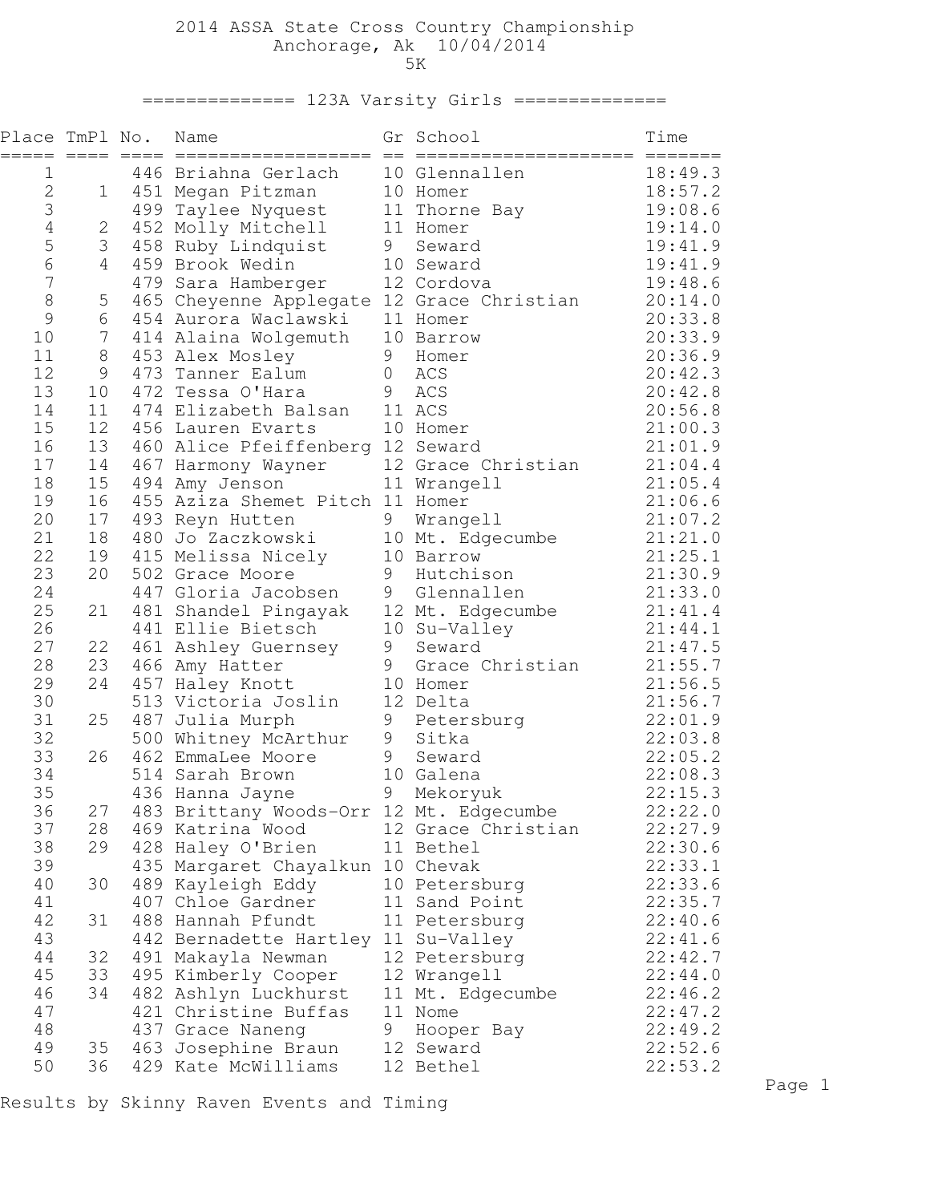# 2014 ASSA State Cross Country Championship

Anchorage, Ak 10/04/2014

5K

## 123A Varsity Girls

| Place | TmPl | No. | Name | Gr | School | Time |
|---|---|---|---|---|---|---|
| 1 | | 446 | Briahna Gerlach | 10 | Glennallen | 18:49.3 |
| 2 | 1 | 451 | Megan Pitzman | 10 | Homer | 18:57.2 |
| 3 | | 499 | Taylee Nyquest | 11 | Thorne Bay | 19:08.6 |
| 4 | 2 | 452 | Molly Mitchell | 11 | Homer | 19:14.0 |
| 5 | 3 | 458 | Ruby Lindquist | 9 | Seward | 19:41.9 |
| 6 | 4 | 459 | Brook Wedin | 10 | Seward | 19:41.9 |
| 7 | | 479 | Sara Hamberger | 12 | Cordova | 19:48.6 |
| 8 | 5 | 465 | Cheyenne Applegate | 12 | Grace Christian | 20:14.0 |
| 9 | 6 | 454 | Aurora Waclawski | 11 | Homer | 20:33.8 |
| 10 | 7 | 414 | Alaina Wolgemuth | 10 | Barrow | 20:33.9 |
| 11 | 8 | 453 | Alex Mosley | 9 | Homer | 20:36.9 |
| 12 | 9 | 473 | Tanner Ealum | 0 | ACS | 20:42.3 |
| 13 | 10 | 472 | Tessa O'Hara | 9 | ACS | 20:42.8 |
| 14 | 11 | 474 | Elizabeth Balsan | 11 | ACS | 20:56.8 |
| 15 | 12 | 456 | Lauren Evarts | 10 | Homer | 21:00.3 |
| 16 | 13 | 460 | Alice Pfeiffenberg | 12 | Seward | 21:01.9 |
| 17 | 14 | 467 | Harmony Wayner | 12 | Grace Christian | 21:04.4 |
| 18 | 15 | 494 | Amy Jenson | 11 | Wrangell | 21:05.4 |
| 19 | 16 | 455 | Aziza Shemet Pitch | 11 | Homer | 21:06.6 |
| 20 | 17 | 493 | Reyn Hutten | 9 | Wrangell | 21:07.2 |
| 21 | 18 | 480 | Jo Zaczkowski | 10 | Mt. Edgecumbe | 21:21.0 |
| 22 | 19 | 415 | Melissa Nicely | 10 | Barrow | 21:25.1 |
| 23 | 20 | 502 | Grace Moore | 9 | Hutchison | 21:30.9 |
| 24 | | 447 | Gloria Jacobsen | 9 | Glennallen | 21:33.0 |
| 25 | 21 | 481 | Shandel Pingayak | 12 | Mt. Edgecumbe | 21:41.4 |
| 26 | | 441 | Ellie Bietsch | 10 | Su-Valley | 21:44.1 |
| 27 | 22 | 461 | Ashley Guernsey | 9 | Seward | 21:47.5 |
| 28 | 23 | 466 | Amy Hatter | 9 | Grace Christian | 21:55.7 |
| 29 | 24 | 457 | Haley Knott | 10 | Homer | 21:56.5 |
| 30 | | 513 | Victoria Joslin | 12 | Delta | 21:56.7 |
| 31 | 25 | 487 | Julia Murph | 9 | Petersburg | 22:01.9 |
| 32 | | 500 | Whitney McArthur | 9 | Sitka | 22:03.8 |
| 33 | 26 | 462 | EmmaLee Moore | 9 | Seward | 22:05.2 |
| 34 | | 514 | Sarah Brown | 10 | Galena | 22:08.3 |
| 35 | | 436 | Hanna Jayne | 9 | Mekoryuk | 22:15.3 |
| 36 | 27 | 483 | Brittany Woods-Orr | 12 | Mt. Edgecumbe | 22:22.0 |
| 37 | 28 | 469 | Katrina Wood | 12 | Grace Christian | 22:27.9 |
| 38 | 29 | 428 | Haley O'Brien | 11 | Bethel | 22:30.6 |
| 39 | | 435 | Margaret Chayalkun | 10 | Chevak | 22:33.1 |
| 40 | 30 | 489 | Kayleigh Eddy | 10 | Petersburg | 22:33.6 |
| 41 | | 407 | Chloe Gardner | 11 | Sand Point | 22:35.7 |
| 42 | 31 | 488 | Hannah Pfundt | 11 | Petersburg | 22:40.6 |
| 43 | | 442 | Bernadette Hartley | 11 | Su-Valley | 22:41.6 |
| 44 | 32 | 491 | Makayla Newman | 12 | Petersburg | 22:42.7 |
| 45 | 33 | 495 | Kimberly Cooper | 12 | Wrangell | 22:44.0 |
| 46 | 34 | 482 | Ashlyn Luckhurst | 11 | Mt. Edgecumbe | 22:46.2 |
| 47 | | 421 | Christine Buffas | 11 | Nome | 22:47.2 |
| 48 | | 437 | Grace Naneng | 9 | Hooper Bay | 22:49.2 |
| 49 | 35 | 463 | Josephine Braun | 12 | Seward | 22:52.6 |
| 50 | 36 | 429 | Kate McWilliams | 12 | Bethel | 22:53.2 |

Results by Skinny Raven Events and Timing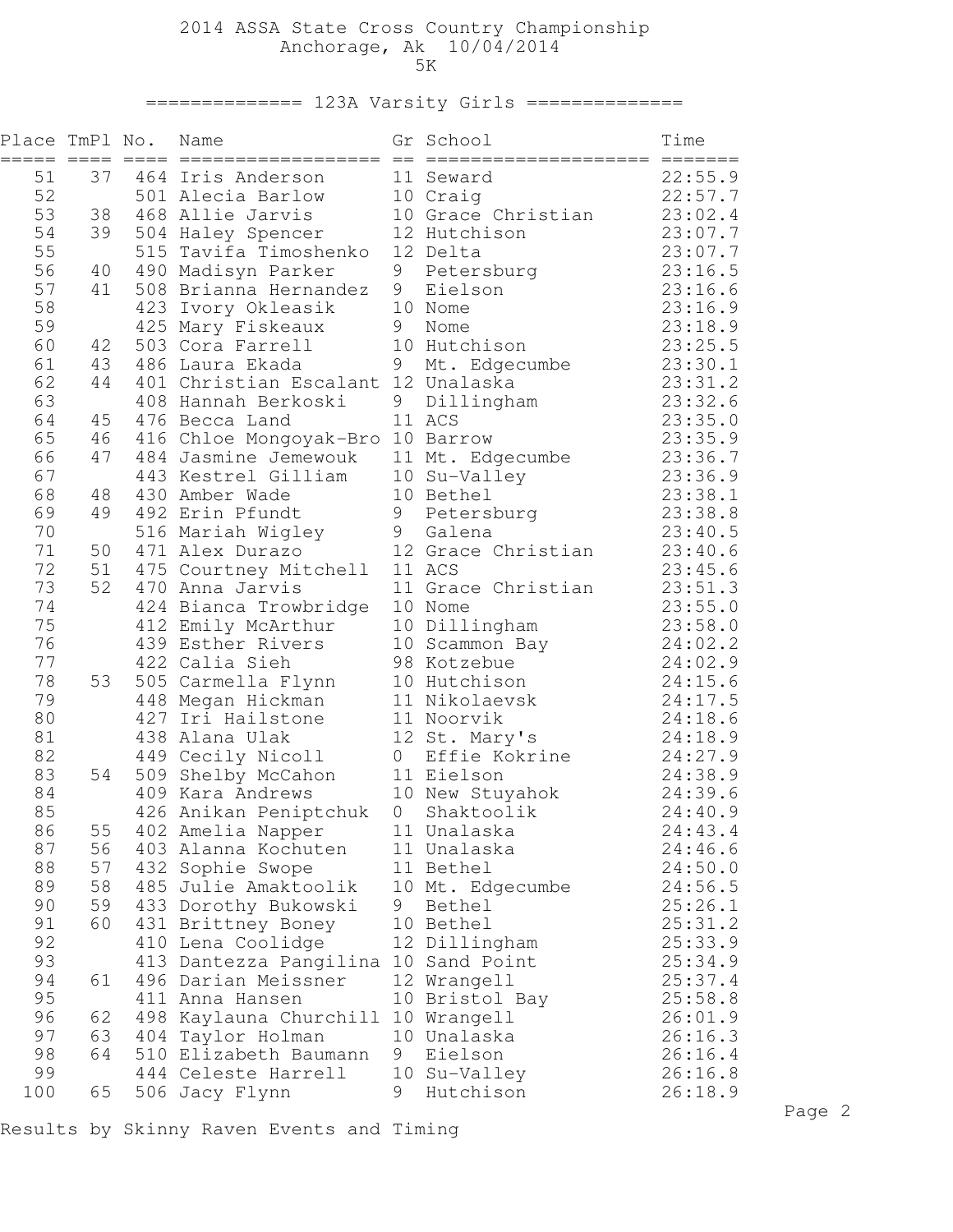# 2014 ASSA State Cross Country Championship

Anchorage, Ak 10/04/2014

5K

## 123A Varsity Girls

| Place | TmPl | No. | Name | Gr | School | Time |
|---|---|---|---|---|---|---|
| 51 | 37 | 464 | Iris Anderson | 11 | Seward | 22:55.9 |
| 52 | | 501 | Alecia Barlow | 10 | Craig | 22:57.7 |
| 53 | 38 | 468 | Allie Jarvis | 10 | Grace Christian | 23:02.4 |
| 54 | 39 | 504 | Haley Spencer | 12 | Hutchison | 23:07.7 |
| 55 | | 515 | Tavifa Timoshenko | 12 | Delta | 23:07.7 |
| 56 | 40 | 490 | Madisyn Parker | 9 | Petersburg | 23:16.5 |
| 57 | 41 | 508 | Brianna Hernandez | 9 | Eielson | 23:16.6 |
| 58 | | 423 | Ivory Okleasik | 10 | Nome | 23:16.9 |
| 59 | | 425 | Mary Fiskeaux | 9 | Nome | 23:18.9 |
| 60 | 42 | 503 | Cora Farrell | 10 | Hutchison | 23:25.5 |
| 61 | 43 | 486 | Laura Ekada | 9 | Mt. Edgecumbe | 23:30.1 |
| 62 | 44 | 401 | Christian Escalant | 12 | Unalaska | 23:31.2 |
| 63 | | 408 | Hannah Berkoski | 9 | Dillingham | 23:32.6 |
| 64 | 45 | 476 | Becca Land | 11 | ACS | 23:35.0 |
| 65 | 46 | 416 | Chloe Mongoyak-Bro | 10 | Barrow | 23:35.9 |
| 66 | 47 | 484 | Jasmine Jemewouk | 11 | Mt. Edgecumbe | 23:36.7 |
| 67 | | 443 | Kestrel Gilliam | 10 | Su-Valley | 23:36.9 |
| 68 | 48 | 430 | Amber Wade | 10 | Bethel | 23:38.1 |
| 69 | 49 | 492 | Erin Pfundt | 9 | Petersburg | 23:38.8 |
| 70 | | 516 | Mariah Wigley | 9 | Galena | 23:40.5 |
| 71 | 50 | 471 | Alex Durazo | 12 | Grace Christian | 23:40.6 |
| 72 | 51 | 475 | Courtney Mitchell | 11 | ACS | 23:45.6 |
| 73 | 52 | 470 | Anna Jarvis | 11 | Grace Christian | 23:51.3 |
| 74 | | 424 | Bianca Trowbridge | 10 | Nome | 23:55.0 |
| 75 | | 412 | Emily McArthur | 10 | Dillingham | 23:58.0 |
| 76 | | 439 | Esther Rivers | 10 | Scammon Bay | 24:02.2 |
| 77 | | 422 | Calia Sieh | 98 | Kotzebue | 24:02.9 |
| 78 | 53 | 505 | Carmella Flynn | 10 | Hutchison | 24:15.6 |
| 79 | | 448 | Megan Hickman | 11 | Nikolaevsk | 24:17.5 |
| 80 | | 427 | Iri Hailstone | 11 | Noorvik | 24:18.6 |
| 81 | | 438 | Alana Ulak | 12 | St. Mary's | 24:18.9 |
| 82 | | 449 | Cecily Nicoll | 0 | Effie Kokrine | 24:27.9 |
| 83 | 54 | 509 | Shelby McCahon | 11 | Eielson | 24:38.9 |
| 84 | | 409 | Kara Andrews | 10 | New Stuyahok | 24:39.6 |
| 85 | | 426 | Anikan Peniptchuk | 0 | Shaktoolik | 24:40.9 |
| 86 | 55 | 402 | Amelia Napper | 11 | Unalaska | 24:43.4 |
| 87 | 56 | 403 | Alanna Kochuten | 11 | Unalaska | 24:46.6 |
| 88 | 57 | 432 | Sophie Swope | 11 | Bethel | 24:50.0 |
| 89 | 58 | 485 | Julie Amaktoolik | 10 | Mt. Edgecumbe | 24:56.5 |
| 90 | 59 | 433 | Dorothy Bukowski | 9 | Bethel | 25:26.1 |
| 91 | 60 | 431 | Brittney Boney | 10 | Bethel | 25:31.2 |
| 92 | | 410 | Lena Coolidge | 12 | Dillingham | 25:33.9 |
| 93 | | 413 | Dantezza Pangilina | 10 | Sand Point | 25:34.9 |
| 94 | 61 | 496 | Darian Meissner | 12 | Wrangell | 25:37.4 |
| 95 | | 411 | Anna Hansen | 10 | Bristol Bay | 25:58.8 |
| 96 | 62 | 498 | Kaylauna Churchill | 10 | Wrangell | 26:01.9 |
| 97 | 63 | 404 | Taylor Holman | 10 | Unalaska | 26:16.3 |
| 98 | 64 | 510 | Elizabeth Baumann | 9 | Eielson | 26:16.4 |
| 99 | | 444 | Celeste Harrell | 10 | Su-Valley | 26:16.8 |
| 100 | 65 | 506 | Jacy Flynn | 9 | Hutchison | 26:18.9 |

Results by Skinny Raven Events and Timing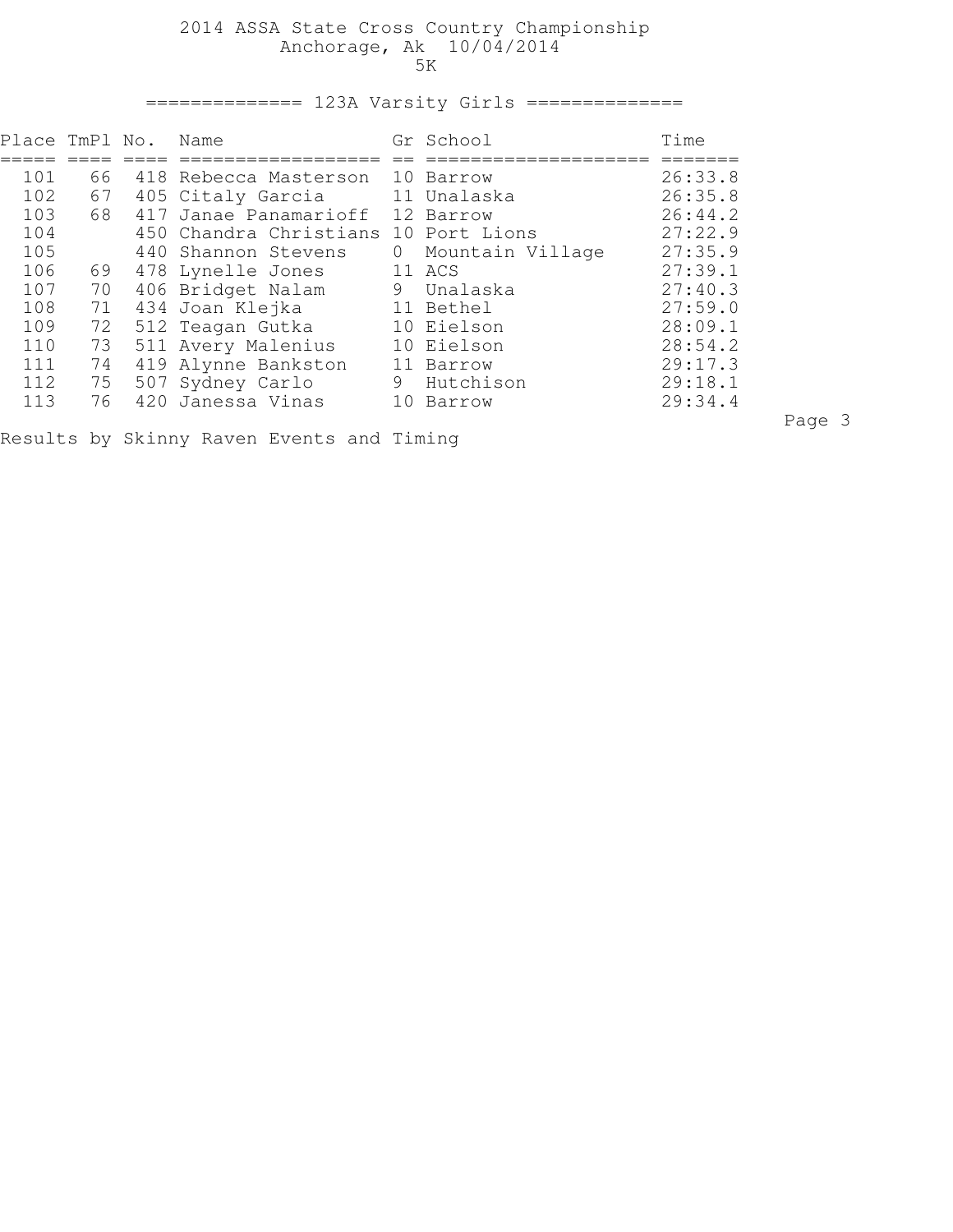# 2014 ASSA State Cross Country Championship

Anchorage, Ak 10/04/2014

5K

## 123A Varsity Girls

| Place | TmPl | No. | Name | Gr | School | Time |
|---|---|---|---|---|---|---|
| 101 | 66 | 418 | Rebecca Masterson | 10 | Barrow | 26:33.8 |
| 102 | 67 | 405 | Citaly Garcia | 11 | Unalaska | 26:35.8 |
| 103 | 68 | 417 | Janae Panamarioff | 12 | Barrow | 26:44.2 |
| 104 | | 450 | Chandra Christians | 10 | Port Lions | 27:22.9 |
| 105 | | 440 | Shannon Stevens | 0 | Mountain Village | 27:35.9 |
| 106 | 69 | 478 | Lynelle Jones | 11 | ACS | 27:39.1 |
| 107 | 70 | 406 | Bridget Nalam | 9 | Unalaska | 27:40.3 |
| 108 | 71 | 434 | Joan Klejka | 11 | Bethel | 27:59.0 |
| 109 | 72 | 512 | Teagan Gutka | 10 | Eielson | 28:09.1 |
| 110 | 73 | 511 | Avery Malenius | 10 | Eielson | 28:54.2 |
| 111 | 74 | 419 | Alynne Bankston | 11 | Barrow | 29:17.3 |
| 112 | 75 | 507 | Sydney Carlo | 9 | Hutchison | 29:18.1 |
| 113 | 76 | 420 | Janessa Vinas | 10 | Barrow | 29:34.4 |

Results by Skinny Raven Events and Timing